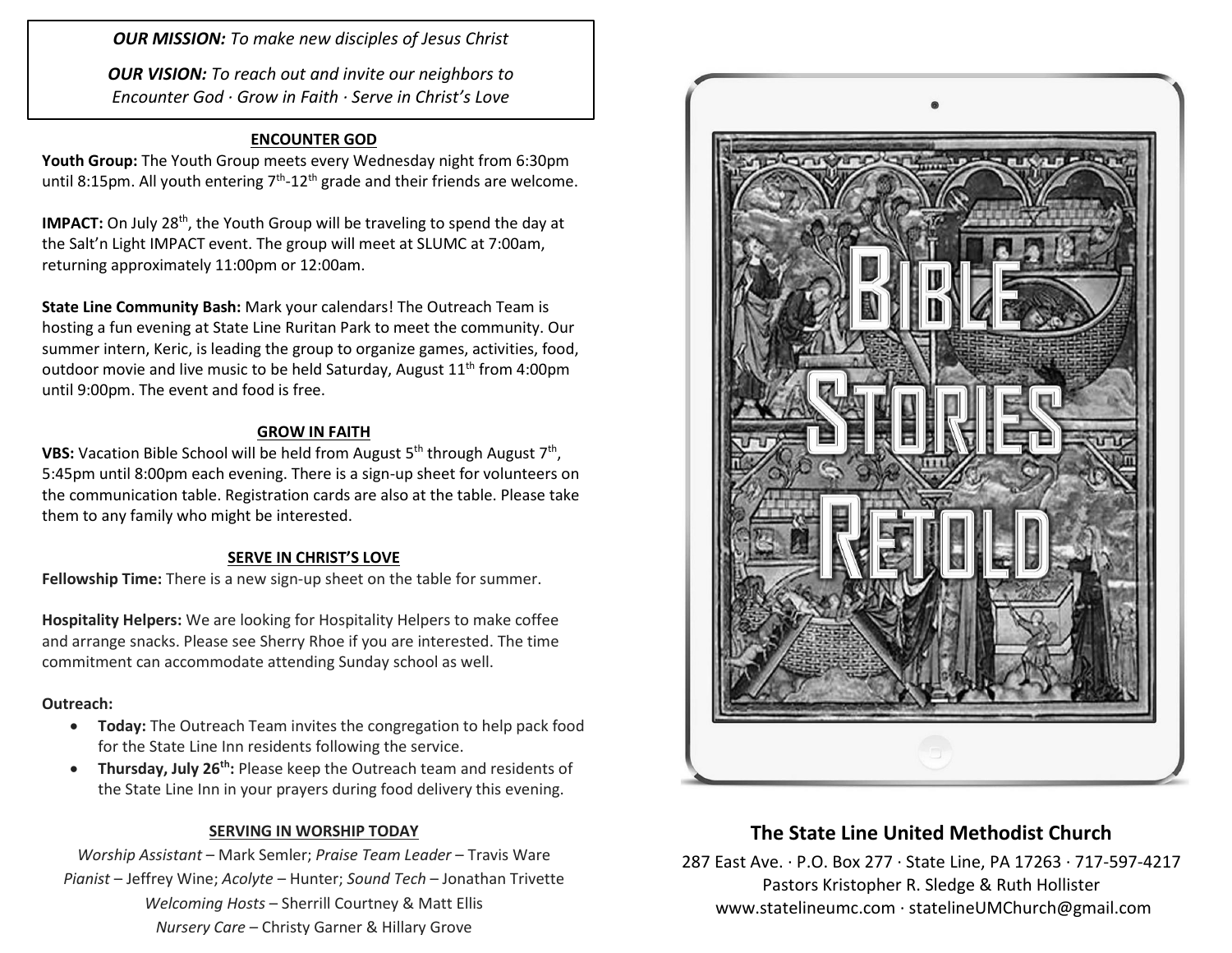***OUR MISSION:*** *To make new disciples of Jesus Christ*

***OUR VISION:*** *To reach out and invite our neighbors to Encounter God · Grow in Faith · Serve in Christ's Love*

## ENCOUNTER GOD

**Youth Group:** The Youth Group meets every Wednesday night from 6:30pm until 8:15pm. All youth entering 7th-12th grade and their friends are welcome.

**IMPACT:** On July 28th, the Youth Group will be traveling to spend the day at the Salt'n Light IMPACT event. The group will meet at SLUMC at 7:00am, returning approximately 11:00pm or 12:00am.

**State Line Community Bash:** Mark your calendars! The Outreach Team is hosting a fun evening at State Line Ruritan Park to meet the community. Our summer intern, Keric, is leading the group to organize games, activities, food, outdoor movie and live music to be held Saturday, August 11th from 4:00pm until 9:00pm. The event and food is free.

## GROW IN FAITH

**VBS:** Vacation Bible School will be held from August 5th through August 7th, 5:45pm until 8:00pm each evening. There is a sign-up sheet for volunteers on the communication table. Registration cards are also at the table. Please take them to any family who might be interested.

## SERVE IN CHRIST'S LOVE

**Fellowship Time:** There is a new sign-up sheet on the table for summer.

**Hospitality Helpers:** We are looking for Hospitality Helpers to make coffee and arrange snacks. Please see Sherry Rhoe if you are interested. The time commitment can accommodate attending Sunday school as well.

**Outreach:**

- **Today:** The Outreach Team invites the congregation to help pack food for the State Line Inn residents following the service.
- **Thursday, July 26th:** Please keep the Outreach team and residents of the State Line Inn in your prayers during food delivery this evening.

## SERVING IN WORSHIP TODAY

*Worship Assistant* – Mark Semler; *Praise Team Leader* – Travis Ware
*Pianist* – Jeffrey Wine; *Acolyte* – Hunter; *Sound Tech* – Jonathan Trivette
*Welcoming Hosts* – Sherrill Courtney & Matt Ellis
*Nursery Care* – Christy Garner & Hillary Grove

# Bible Stories Retold

## The State Line United Methodist Church

287 East Ave. · P.O. Box 277 · State Line, PA 17263 · 717-597-4217
Pastors Kristopher R. Sledge & Ruth Hollister
www.statelineumc.com · statelineUMChurch@gmail.com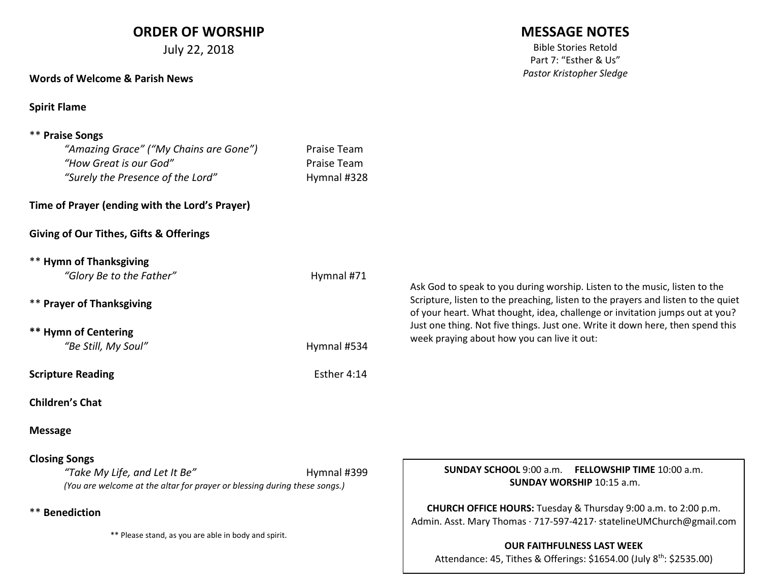## ORDER OF WORSHIP

July 22, 2018

**Words of Welcome & Parish News**

**Spirit Flame**

** **Praise Songs**

| | |
|---|---|
| *"Amazing Grace" ("My Chains are Gone")* | Praise Team |
| *"How Great is our God"* | Praise Team |
| *"Surely the Presence of the Lord"* | Hymnal #328 |

**Time of Prayer (ending with the Lord's Prayer)**

**Giving of Our Tithes, Gifts & Offerings**

** **Hymn of Thanksgiving**

*"Glory Be to the Father"* Hymnal #71

** **Prayer of Thanksgiving**

**** Hymn of Centering**

*"Be Still, My Soul"* Hymnal #534

**Scripture Reading** Esther 4:14

**Children's Chat**

**Message**

**Closing Songs**

*"Take My Life, and Let It Be"* Hymnal #399

*(You are welcome at the altar for prayer or blessing during these songs.)*

** **Benediction**

** Please stand, as you are able in body and spirit.

## MESSAGE NOTES

Bible Stories Retold
Part 7: "Esther & Us"
*Pastor Kristopher Sledge*

Ask God to speak to you during worship. Listen to the music, listen to the Scripture, listen to the preaching, listen to the prayers and listen to the quiet of your heart. What thought, idea, challenge or invitation jumps out at you? Just one thing. Not five things. Just one. Write it down here, then spend this week praying about how you can live it out:

**SUNDAY SCHOOL** 9:00 a.m. **FELLOWSHIP TIME** 10:00 a.m.
**SUNDAY WORSHIP** 10:15 a.m.

**CHURCH OFFICE HOURS:** Tuesday & Thursday 9:00 a.m. to 2:00 p.m.
Admin. Asst. Mary Thomas · 717-597-4217· statelineUMChurch@gmail.com

**OUR FAITHFULNESS LAST WEEK**
Attendance: 45, Tithes & Offerings: $1654.00 (July 8th: $2535.00)